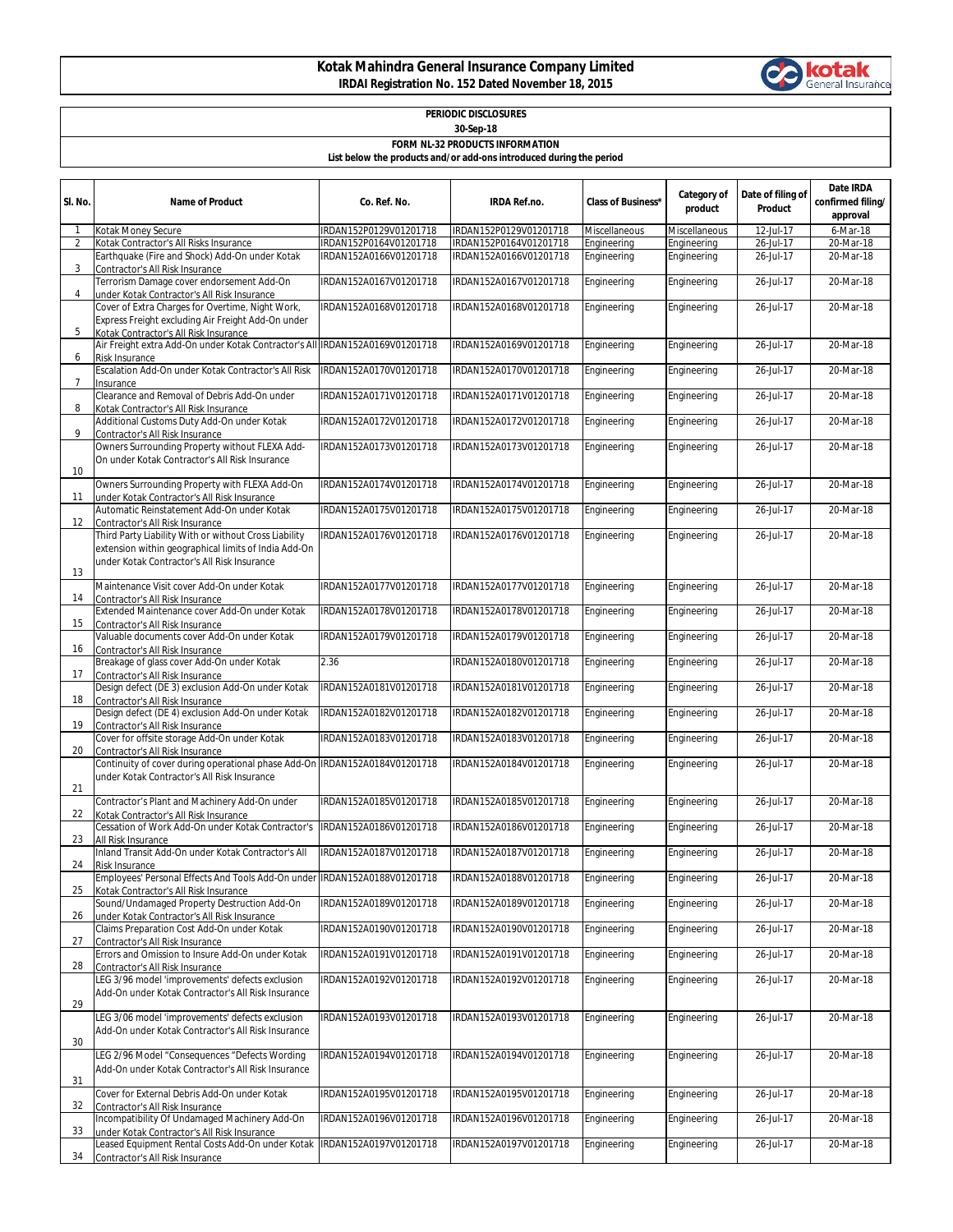# Kotak Mahindra General Insurance Company Limited

**IRDAI Registration No. 152 Dated November 18, 2015**

**PERIODIC DISCLOSURES**

**30-Sep-18**

**FORM NL-32 PRODUCTS INFORMATION**

**List below the products and/or add-ons introduced during the period**

| Sl. No. | Name of Product | Co. Ref. No. | IRDA Ref.no. | Class of Business* | Category of product | Date of filing of Product | Date IRDA confirmed filing/ approval |
|---|---|---|---|---|---|---|---|
| 1 | Kotak Money Secure | IRDAN152P0129V01201718 | IRDAN152P0129V01201718 | Miscellaneous | Miscellaneous | 12-Jul-17 | 6-Mar-18 |
| 2 | Kotak Contractor's All Risks Insurance | IRDAN152P0164V01201718 | IRDAN152P0164V01201718 | Engineering | Engineering | 26-Jul-17 | 20-Mar-18 |
| 3 | Earthquake (Fire and Shock) Add-On under Kotak Contractor's All Risk Insurance | IRDAN152A0166V01201718 | IRDAN152A0166V01201718 | Engineering | Engineering | 26-Jul-17 | 20-Mar-18 |
| 4 | Terrorism Damage cover endorsement Add-On under Kotak Contractor's All Risk Insurance | IRDAN152A0167V01201718 | IRDAN152A0167V01201718 | Engineering | Engineering | 26-Jul-17 | 20-Mar-18 |
| 5 | Cover of Extra Charges for Overtime, Night Work, Express Freight excluding Air Freight Add-On under Kotak Contractor's All Risk Insurance | IRDAN152A0168V01201718 | IRDAN152A0168V01201718 | Engineering | Engineering | 26-Jul-17 | 20-Mar-18 |
| 6 | Air Freight extra Add-On under Kotak Contractor's All Risk Insurance | IRDAN152A0169V01201718 | IRDAN152A0169V01201718 | Engineering | Engineering | 26-Jul-17 | 20-Mar-18 |
| 7 | Escalation Add-On under Kotak Contractor's All Risk Insurance | IRDAN152A0170V01201718 | IRDAN152A0170V01201718 | Engineering | Engineering | 26-Jul-17 | 20-Mar-18 |
| 8 | Clearance and Removal of Debris Add-On under Kotak Contractor's All Risk Insurance | IRDAN152A0171V01201718 | IRDAN152A0171V01201718 | Engineering | Engineering | 26-Jul-17 | 20-Mar-18 |
| 9 | Additional Customs Duty Add-On under Kotak Contractor's All Risk Insurance | IRDAN152A0172V01201718 | IRDAN152A0172V01201718 | Engineering | Engineering | 26-Jul-17 | 20-Mar-18 |
| 10 | Owners Surrounding Property without FLEXA Add-On under Kotak Contractor's All Risk Insurance | IRDAN152A0173V01201718 | IRDAN152A0173V01201718 | Engineering | Engineering | 26-Jul-17 | 20-Mar-18 |
| 11 | Owners Surrounding Property with FLEXA Add-On under Kotak Contractor's All Risk Insurance | IRDAN152A0174V01201718 | IRDAN152A0174V01201718 | Engineering | Engineering | 26-Jul-17 | 20-Mar-18 |
| 12 | Automatic Reinstatement Add-On under Kotak Contractor's All Risk Insurance | IRDAN152A0175V01201718 | IRDAN152A0175V01201718 | Engineering | Engineering | 26-Jul-17 | 20-Mar-18 |
| 13 | Third Party Liability With or without Cross Liability extension within geographical limits of India Add-On under Kotak Contractor's All Risk Insurance | IRDAN152A0176V01201718 | IRDAN152A0176V01201718 | Engineering | Engineering | 26-Jul-17 | 20-Mar-18 |
| 14 | Maintenance Visit cover Add-On under Kotak Contractor's All Risk Insurance | IRDAN152A0177V01201718 | IRDAN152A0177V01201718 | Engineering | Engineering | 26-Jul-17 | 20-Mar-18 |
| 15 | Extended Maintenance cover Add-On under Kotak Contractor's All Risk Insurance | IRDAN152A0178V01201718 | IRDAN152A0178V01201718 | Engineering | Engineering | 26-Jul-17 | 20-Mar-18 |
| 16 | Valuable documents cover Add-On under Kotak Contractor's All Risk Insurance | IRDAN152A0179V01201718 | IRDAN152A0179V01201718 | Engineering | Engineering | 26-Jul-17 | 20-Mar-18 |
| 17 | Breakage of glass cover Add-On under Kotak Contractor's All Risk Insurance | 2.36 | IRDAN152A0180V01201718 | Engineering | Engineering | 26-Jul-17 | 20-Mar-18 |
| 18 | Design defect (DE 3) exclusion Add-On under Kotak Contractor's All Risk Insurance | IRDAN152A0181V01201718 | IRDAN152A0181V01201718 | Engineering | Engineering | 26-Jul-17 | 20-Mar-18 |
| 19 | Design defect (DE 4) exclusion Add-On under Kotak Contractor's All Risk Insurance | IRDAN152A0182V01201718 | IRDAN152A0182V01201718 | Engineering | Engineering | 26-Jul-17 | 20-Mar-18 |
| 20 | Cover for offsite storage Add-On under Kotak Contractor's All Risk Insurance | IRDAN152A0183V01201718 | IRDAN152A0183V01201718 | Engineering | Engineering | 26-Jul-17 | 20-Mar-18 |
| 21 | Continuity of cover during operational phase Add-On under Kotak Contractor's All Risk Insurance | IRDAN152A0184V01201718 | IRDAN152A0184V01201718 | Engineering | Engineering | 26-Jul-17 | 20-Mar-18 |
| 22 | Contractor's Plant and Machinery Add-On under Kotak Contractor's All Risk Insurance | IRDAN152A0185V01201718 | IRDAN152A0185V01201718 | Engineering | Engineering | 26-Jul-17 | 20-Mar-18 |
| 23 | Cessation of Work Add-On under Kotak Contractor's All Risk Insurance | IRDAN152A0186V01201718 | IRDAN152A0186V01201718 | Engineering | Engineering | 26-Jul-17 | 20-Mar-18 |
| 24 | Inland Transit Add-On under Kotak Contractor's All Risk Insurance | IRDAN152A0187V01201718 | IRDAN152A0187V01201718 | Engineering | Engineering | 26-Jul-17 | 20-Mar-18 |
| 25 | Employees' Personal Effects And Tools Add-On under Kotak Contractor's All Risk Insurance | IRDAN152A0188V01201718 | IRDAN152A0188V01201718 | Engineering | Engineering | 26-Jul-17 | 20-Mar-18 |
| 26 | Sound/Undamaged Property Destruction Add-On under Kotak Contractor's All Risk Insurance | IRDAN152A0189V01201718 | IRDAN152A0189V01201718 | Engineering | Engineering | 26-Jul-17 | 20-Mar-18 |
| 27 | Claims Preparation Cost Add-On under Kotak Contractor's All Risk Insurance | IRDAN152A0190V01201718 | IRDAN152A0190V01201718 | Engineering | Engineering | 26-Jul-17 | 20-Mar-18 |
| 28 | Errors and Omission to Insure Add-On under Kotak Contractor's All Risk Insurance | IRDAN152A0191V01201718 | IRDAN152A0191V01201718 | Engineering | Engineering | 26-Jul-17 | 20-Mar-18 |
| 29 | LEG 3/96 model 'improvements' defects exclusion Add-On under Kotak Contractor's All Risk Insurance | IRDAN152A0192V01201718 | IRDAN152A0192V01201718 | Engineering | Engineering | 26-Jul-17 | 20-Mar-18 |
| 30 | LEG 3/06 model 'improvements' defects exclusion Add-On under Kotak Contractor's All Risk Insurance | IRDAN152A0193V01201718 | IRDAN152A0193V01201718 | Engineering | Engineering | 26-Jul-17 | 20-Mar-18 |
| 31 | LEG 2/96 Model "Consequences "Defects Wording Add-On under Kotak Contractor's All Risk Insurance | IRDAN152A0194V01201718 | IRDAN152A0194V01201718 | Engineering | Engineering | 26-Jul-17 | 20-Mar-18 |
| 32 | Cover for External Debris Add-On under Kotak Contractor's All Risk Insurance | IRDAN152A0195V01201718 | IRDAN152A0195V01201718 | Engineering | Engineering | 26-Jul-17 | 20-Mar-18 |
| 33 | Incompatibility Of Undamaged Machinery Add-On under Kotak Contractor's All Risk Insurance | IRDAN152A0196V01201718 | IRDAN152A0196V01201718 | Engineering | Engineering | 26-Jul-17 | 20-Mar-18 |
| 34 | Leased Equipment Rental Costs Add-On under Kotak Contractor's All Risk Insurance | IRDAN152A0197V01201718 | IRDAN152A0197V01201718 | Engineering | Engineering | 26-Jul-17 | 20-Mar-18 |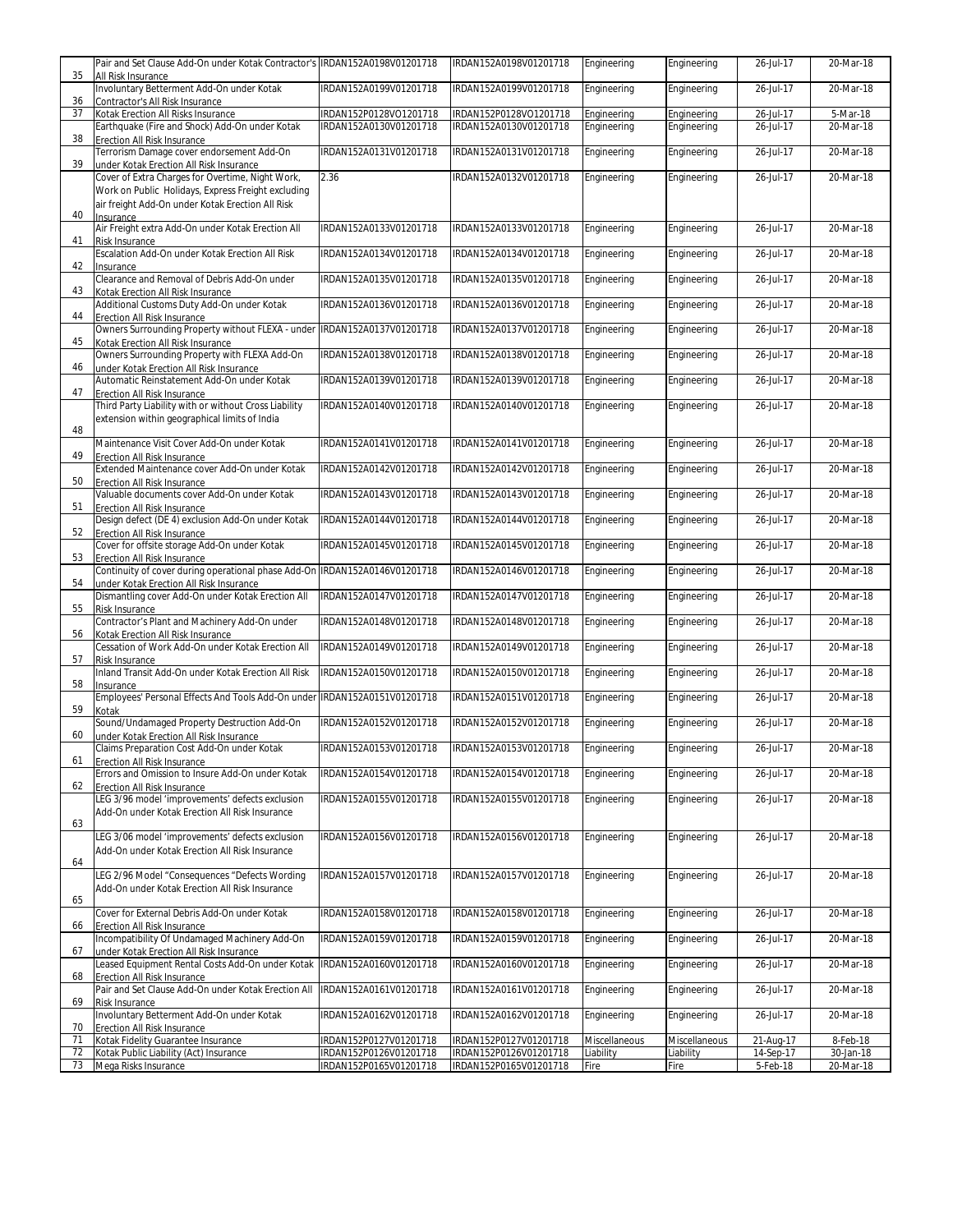| | | | | | | | |
|---|---|---|---|---|---|---|---|
| 35 | Pair and Set Clause Add-On under Kotak Contractor's All Risk Insurance | IRDAN152A0198V01201718 | IRDAN152A0198V01201718 | Engineering | Engineering | 26-Jul-17 | 20-Mar-18 |
| 36 | Involuntary Betterment Add-On under Kotak Contractor's All Risk Insurance | IRDAN152A0199V01201718 | IRDAN152A0199V01201718 | Engineering | Engineering | 26-Jul-17 | 20-Mar-18 |
| 37 | Kotak Erection All Risks Insurance | IRDAN152P0128VO1201718 | IRDAN152P0128VO1201718 | Engineering | Engineering | 26-Jul-17 | 5-Mar-18 |
| 38 | Earthquake (Fire and Shock) Add-On under Kotak Erection All Risk Insurance | IRDAN152A0130V01201718 | IRDAN152A0130V01201718 | Engineering | Engineering | 26-Jul-17 | 20-Mar-18 |
| 39 | Terrorism Damage cover endorsement Add-On under Kotak Erection All Risk Insurance | IRDAN152A0131V01201718 | IRDAN152A0131V01201718 | Engineering | Engineering | 26-Jul-17 | 20-Mar-18 |
| 40 | Cover of Extra Charges for Overtime, Night Work, Work on Public Holidays, Express Freight excluding air freight Add-On under Kotak Erection All Risk Insurance | 2.36 | IRDAN152A0132V01201718 | Engineering | Engineering | 26-Jul-17 | 20-Mar-18 |
| 41 | Air Freight extra Add-On under Kotak Erection All Risk Insurance | IRDAN152A0133V01201718 | IRDAN152A0133V01201718 | Engineering | Engineering | 26-Jul-17 | 20-Mar-18 |
| 42 | Escalation Add-On under Kotak Erection All Risk Insurance | IRDAN152A0134V01201718 | IRDAN152A0134V01201718 | Engineering | Engineering | 26-Jul-17 | 20-Mar-18 |
| 43 | Clearance and Removal of Debris Add-On under Kotak Erection All Risk Insurance | IRDAN152A0135V01201718 | IRDAN152A0135V01201718 | Engineering | Engineering | 26-Jul-17 | 20-Mar-18 |
| 44 | Additional Customs Duty Add-On under Kotak Erection All Risk Insurance | IRDAN152A0136V01201718 | IRDAN152A0136V01201718 | Engineering | Engineering | 26-Jul-17 | 20-Mar-18 |
| 45 | Owners Surrounding Property without FLEXA - under Kotak Erection All Risk Insurance | IRDAN152A0137V01201718 | IRDAN152A0137V01201718 | Engineering | Engineering | 26-Jul-17 | 20-Mar-18 |
| 46 | Owners Surrounding Property with FLEXA Add-On under Kotak Erection All Risk Insurance | IRDAN152A0138V01201718 | IRDAN152A0138V01201718 | Engineering | Engineering | 26-Jul-17 | 20-Mar-18 |
| 47 | Automatic Reinstatement Add-On under Kotak Erection All Risk Insurance | IRDAN152A0139V01201718 | IRDAN152A0139V01201718 | Engineering | Engineering | 26-Jul-17 | 20-Mar-18 |
| 48 | Third Party Liability with or without Cross Liability extension within geographical limits of India | IRDAN152A0140V01201718 | IRDAN152A0140V01201718 | Engineering | Engineering | 26-Jul-17 | 20-Mar-18 |
| 49 | Maintenance Visit Cover Add-On under Kotak Erection All Risk Insurance | IRDAN152A0141V01201718 | IRDAN152A0141V01201718 | Engineering | Engineering | 26-Jul-17 | 20-Mar-18 |
| 50 | Extended Maintenance cover Add-On under Kotak Erection All Risk Insurance | IRDAN152A0142V01201718 | IRDAN152A0142V01201718 | Engineering | Engineering | 26-Jul-17 | 20-Mar-18 |
| 51 | Valuable documents cover Add-On under Kotak Erection All Risk Insurance | IRDAN152A0143V01201718 | IRDAN152A0143V01201718 | Engineering | Engineering | 26-Jul-17 | 20-Mar-18 |
| 52 | Design defect (DE 4) exclusion Add-On under Kotak Erection All Risk Insurance | IRDAN152A0144V01201718 | IRDAN152A0144V01201718 | Engineering | Engineering | 26-Jul-17 | 20-Mar-18 |
| 53 | Cover for offsite storage Add-On under Kotak Erection All Risk Insurance | IRDAN152A0145V01201718 | IRDAN152A0145V01201718 | Engineering | Engineering | 26-Jul-17 | 20-Mar-18 |
| 54 | Continuity of cover during operational phase Add-On under Kotak Erection All Risk Insurance | IRDAN152A0146V01201718 | IRDAN152A0146V01201718 | Engineering | Engineering | 26-Jul-17 | 20-Mar-18 |
| 55 | Dismantling cover Add-On under Kotak Erection All Risk Insurance | IRDAN152A0147V01201718 | IRDAN152A0147V01201718 | Engineering | Engineering | 26-Jul-17 | 20-Mar-18 |
| 56 | Contractor's Plant and Machinery Add-On under Kotak Erection All Risk Insurance | IRDAN152A0148V01201718 | IRDAN152A0148V01201718 | Engineering | Engineering | 26-Jul-17 | 20-Mar-18 |
| 57 | Cessation of Work Add-On under Kotak Erection All Risk Insurance | IRDAN152A0149V01201718 | IRDAN152A0149V01201718 | Engineering | Engineering | 26-Jul-17 | 20-Mar-18 |
| 58 | Inland Transit Add-On under Kotak Erection All Risk Insurance | IRDAN152A0150V01201718 | IRDAN152A0150V01201718 | Engineering | Engineering | 26-Jul-17 | 20-Mar-18 |
| 59 | Employees' Personal Effects And Tools Add-On under Kotak | IRDAN152A0151V01201718 | IRDAN152A0151V01201718 | Engineering | Engineering | 26-Jul-17 | 20-Mar-18 |
| 60 | Sound/Undamaged Property Destruction Add-On under Kotak Erection All Risk Insurance | IRDAN152A0152V01201718 | IRDAN152A0152V01201718 | Engineering | Engineering | 26-Jul-17 | 20-Mar-18 |
| 61 | Claims Preparation Cost Add-On under Kotak Erection All Risk Insurance | IRDAN152A0153V01201718 | IRDAN152A0153V01201718 | Engineering | Engineering | 26-Jul-17 | 20-Mar-18 |
| 62 | Errors and Omission to Insure Add-On under Kotak Erection All Risk Insurance | IRDAN152A0154V01201718 | IRDAN152A0154V01201718 | Engineering | Engineering | 26-Jul-17 | 20-Mar-18 |
| 63 | LEG 3/96 model 'improvements' defects exclusion Add-On under Kotak Erection All Risk Insurance | IRDAN152A0155V01201718 | IRDAN152A0155V01201718 | Engineering | Engineering | 26-Jul-17 | 20-Mar-18 |
| 64 | LEG 3/06 model 'improvements' defects exclusion Add-On under Kotak Erection All Risk Insurance | IRDAN152A0156V01201718 | IRDAN152A0156V01201718 | Engineering | Engineering | 26-Jul-17 | 20-Mar-18 |
| 65 | LEG 2/96 Model "Consequences "Defects Wording Add-On under Kotak Erection All Risk Insurance | IRDAN152A0157V01201718 | IRDAN152A0157V01201718 | Engineering | Engineering | 26-Jul-17 | 20-Mar-18 |
| 66 | Cover for External Debris Add-On under Kotak Erection All Risk Insurance | IRDAN152A0158V01201718 | IRDAN152A0158V01201718 | Engineering | Engineering | 26-Jul-17 | 20-Mar-18 |
| 67 | Incompatibility Of Undamaged Machinery Add-On under Kotak Erection All Risk Insurance | IRDAN152A0159V01201718 | IRDAN152A0159V01201718 | Engineering | Engineering | 26-Jul-17 | 20-Mar-18 |
| 68 | Leased Equipment Rental Costs Add-On under Kotak Erection All Risk Insurance | IRDAN152A0160V01201718 | IRDAN152A0160V01201718 | Engineering | Engineering | 26-Jul-17 | 20-Mar-18 |
| 69 | Pair and Set Clause Add-On under Kotak Erection All Risk Insurance | IRDAN152A0161V01201718 | IRDAN152A0161V01201718 | Engineering | Engineering | 26-Jul-17 | 20-Mar-18 |
| 70 | Involuntary Betterment Add-On under Kotak Erection All Risk Insurance | IRDAN152A0162V01201718 | IRDAN152A0162V01201718 | Engineering | Engineering | 26-Jul-17 | 20-Mar-18 |
| 71 | Kotak Fidelity Guarantee Insurance | IRDAN152P0127V01201718 | IRDAN152P0127V01201718 | Miscellaneous | Miscellaneous | 21-Aug-17 | 8-Feb-18 |
| 72 | Kotak Public Liability (Act) Insurance | IRDAN152P0126V01201718 | IRDAN152P0126V01201718 | Liability | Liability | 14-Sep-17 | 30-Jan-18 |
| 73 | Mega Risks Insurance | IRDAN152P0165V01201718 | IRDAN152P0165V01201718 | Fire | Fire | 5-Feb-18 | 20-Mar-18 |